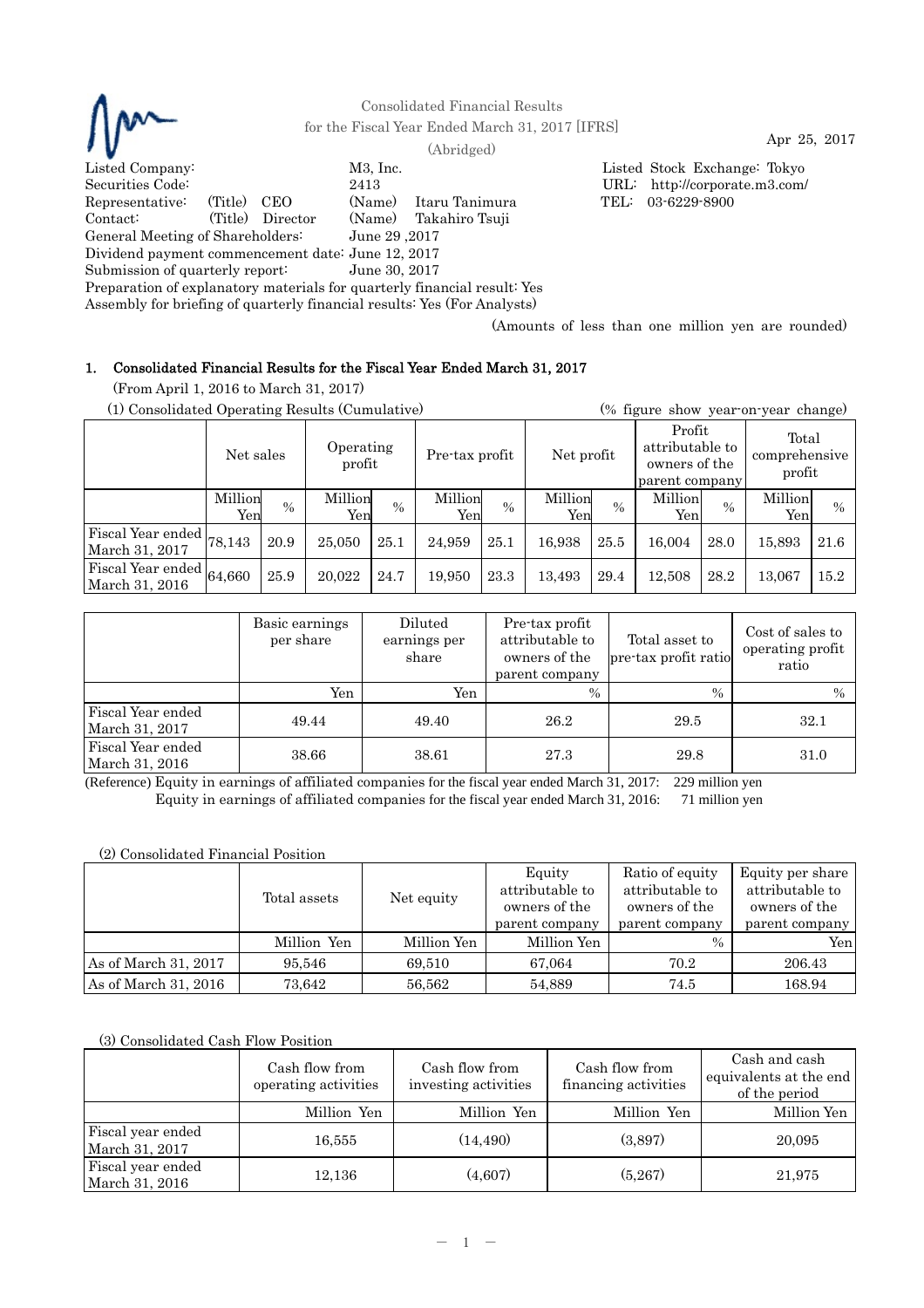Consolidated Financial Results
for the Fiscal Year Ended March 31, 2017 [IFRS]
(Abridged)

Apr 25, 2017

Listed Company: M3, Inc.
Listed Stock Exchange: Tokyo
Securities Code: 2413
URL: http://corporate.m3.com/
Representative: (Title) CEO (Name) Itaru Tanimura
TEL: 03-6229-8900
Contact: (Title) Director (Name) Takahiro Tsuji
General Meeting of Shareholders: June 29 ,2017
Dividend payment commencement date: June 12, 2017
Submission of quarterly report: June 30, 2017
Preparation of explanatory materials for quarterly financial result: Yes
Assembly for briefing of quarterly financial results: Yes (For Analysts)

(Amounts of less than one million yen are rounded)

## 1. Consolidated Financial Results for the Fiscal Year Ended March 31, 2017

(From April 1, 2016 to March 31, 2017)

(1) Consolidated Operating Results (Cumulative) (% figure show year-on-year change)

| | Net sales | | Operating profit | | Pre-tax profit | | Net profit | | Profit attributable to owners of the parent company | | Total comprehensive profit | |
|---|---|---|---|---|---|---|---|---|---|---|---|---|
| | Million Yen | % | Million Yen | % | Million Yen | % | Million Yen | % | Million Yen | % | Million Yen | % |
| Fiscal Year ended March 31, 2017 | 78,143 | 20.9 | 25,050 | 25.1 | 24,959 | 25.1 | 16,938 | 25.5 | 16,004 | 28.0 | 15,893 | 21.6 |
| Fiscal Year ended March 31, 2016 | 64,660 | 25.9 | 20,022 | 24.7 | 19,950 | 23.3 | 13,493 | 29.4 | 12,508 | 28.2 | 13,067 | 15.2 |

| | Basic earnings per share | Diluted earnings per share | Pre-tax profit attributable to owners of the parent company | Total asset to pre-tax profit ratio | Cost of sales to operating profit ratio |
|---|---|---|---|---|---|
| | Yen | Yen | % | % | % |
| Fiscal Year ended March 31, 2017 | 49.44 | 49.40 | 26.2 | 29.5 | 32.1 |
| Fiscal Year ended March 31, 2016 | 38.66 | 38.61 | 27.3 | 29.8 | 31.0 |

(Reference) Equity in earnings of affiliated companies for the fiscal year ended March 31, 2017: 229 million yen
Equity in earnings of affiliated companies for the fiscal year ended March 31, 2016: 71 million yen

(2) Consolidated Financial Position

| | Total assets | Net equity | Equity attributable to owners of the parent company | Ratio of equity attributable to owners of the parent company | Equity per share attributable to owners of the parent company |
|---|---|---|---|---|---|
| | Million Yen | Million Yen | Million Yen | % | Yen |
| As of March 31, 2017 | 95,546 | 69,510 | 67,064 | 70.2 | 206.43 |
| As of March 31, 2016 | 73,642 | 56,562 | 54,889 | 74.5 | 168.94 |

(3) Consolidated Cash Flow Position

| | Cash flow from operating activities | Cash flow from investing activities | Cash flow from financing activities | Cash and cash equivalents at the end of the period |
|---|---|---|---|---|
| | Million Yen | Million Yen | Million Yen | Million Yen |
| Fiscal year ended March 31, 2017 | 16,555 | (14,490) | (3,897) | 20,095 |
| Fiscal year ended March 31, 2016 | 12,136 | (4,607) | (5,267) | 21,975 |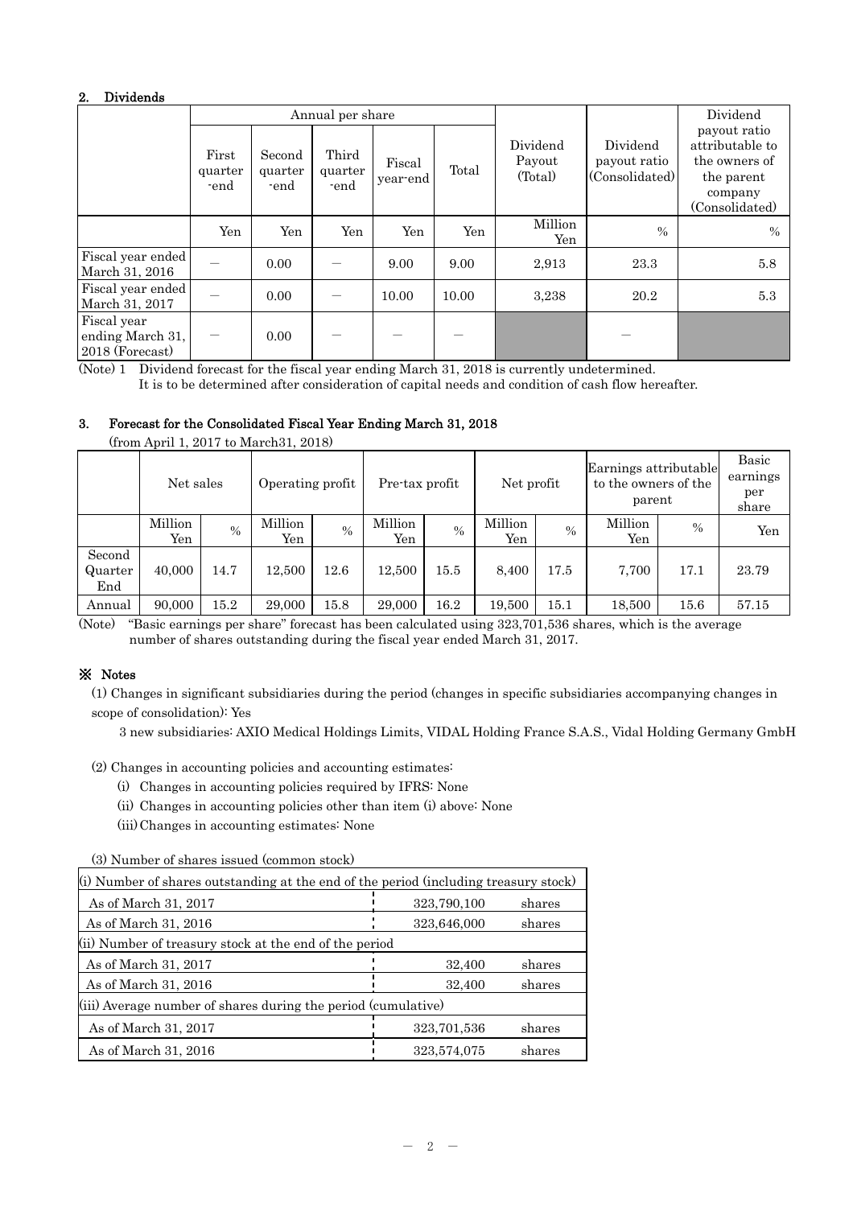## 2. Dividends

| | Annual per share | | | | | Dividend Payout (Total) | Dividend payout ratio (Consolidated) | Dividend payout ratio attributable to the owners of the parent company (Consolidated) |
|---|---|---|---|---|---|---|---|---|
| | First quarter -end | Second quarter -end | Third quarter -end | Fiscal year-end | Total | | | |
| | Yen | Yen | Yen | Yen | Yen | Million Yen | % | % |
| Fiscal year ended March 31, 2016 | — | 0.00 | — | 9.00 | 9.00 | 2,913 | 23.3 | 5.8 |
| Fiscal year ended March 31, 2017 | — | 0.00 | — | 10.00 | 10.00 | 3,238 | 20.2 | 5.3 |
| Fiscal year ending March 31, 2018 (Forecast) | — | 0.00 | — | — | — | | — | |

(Note) 1 Dividend forecast for the fiscal year ending March 31, 2018 is currently undetermined.
It is to be determined after consideration of capital needs and condition of cash flow hereafter.

## 3. Forecast for the Consolidated Fiscal Year Ending March 31, 2018

(from April 1, 2017 to March31, 2018)

| | Net sales | | Operating profit | | Pre-tax profit | | Net profit | | Earnings attributable to the owners of the parent | | Basic earnings per share |
|---|---|---|---|---|---|---|---|---|---|---|---|
| | Million Yen | % | Million Yen | % | Million Yen | % | Million Yen | % | Million Yen | % | Yen |
| Second Quarter End | 40,000 | 14.7 | 12,500 | 12.6 | 12,500 | 15.5 | 8,400 | 17.5 | 7,700 | 17.1 | 23.79 |
| Annual | 90,000 | 15.2 | 29,000 | 15.8 | 29,000 | 16.2 | 19,500 | 15.1 | 18,500 | 15.6 | 57.15 |

(Note) "Basic earnings per share" forecast has been calculated using 323,701,536 shares, which is the average number of shares outstanding during the fiscal year ended March 31, 2017.

## ※ Notes

(1) Changes in significant subsidiaries during the period (changes in specific subsidiaries accompanying changes in scope of consolidation): Yes

3 new subsidiaries: AXIO Medical Holdings Limits, VIDAL Holding France S.A.S., Vidal Holding Germany GmbH

(2) Changes in accounting policies and accounting estimates:

(i) Changes in accounting policies required by IFRS: None

(ii) Changes in accounting policies other than item (i) above: None

(iii) Changes in accounting estimates: None

(3) Number of shares issued (common stock)

| (i) Number of shares outstanding at the end of the period (including treasury stock) | | |
|---|---|---|
| As of March 31, 2017 | 323,790,100 | shares |
| As of March 31, 2016 | 323,646,000 | shares |
| **(ii) Number of treasury stock at the end of the period** | | |
| As of March 31, 2017 | 32,400 | shares |
| As of March 31, 2016 | 32,400 | shares |
| **(iii) Average number of shares during the period (cumulative)** | | |
| As of March 31, 2017 | 323,701,536 | shares |
| As of March 31, 2016 | 323,574,075 | shares |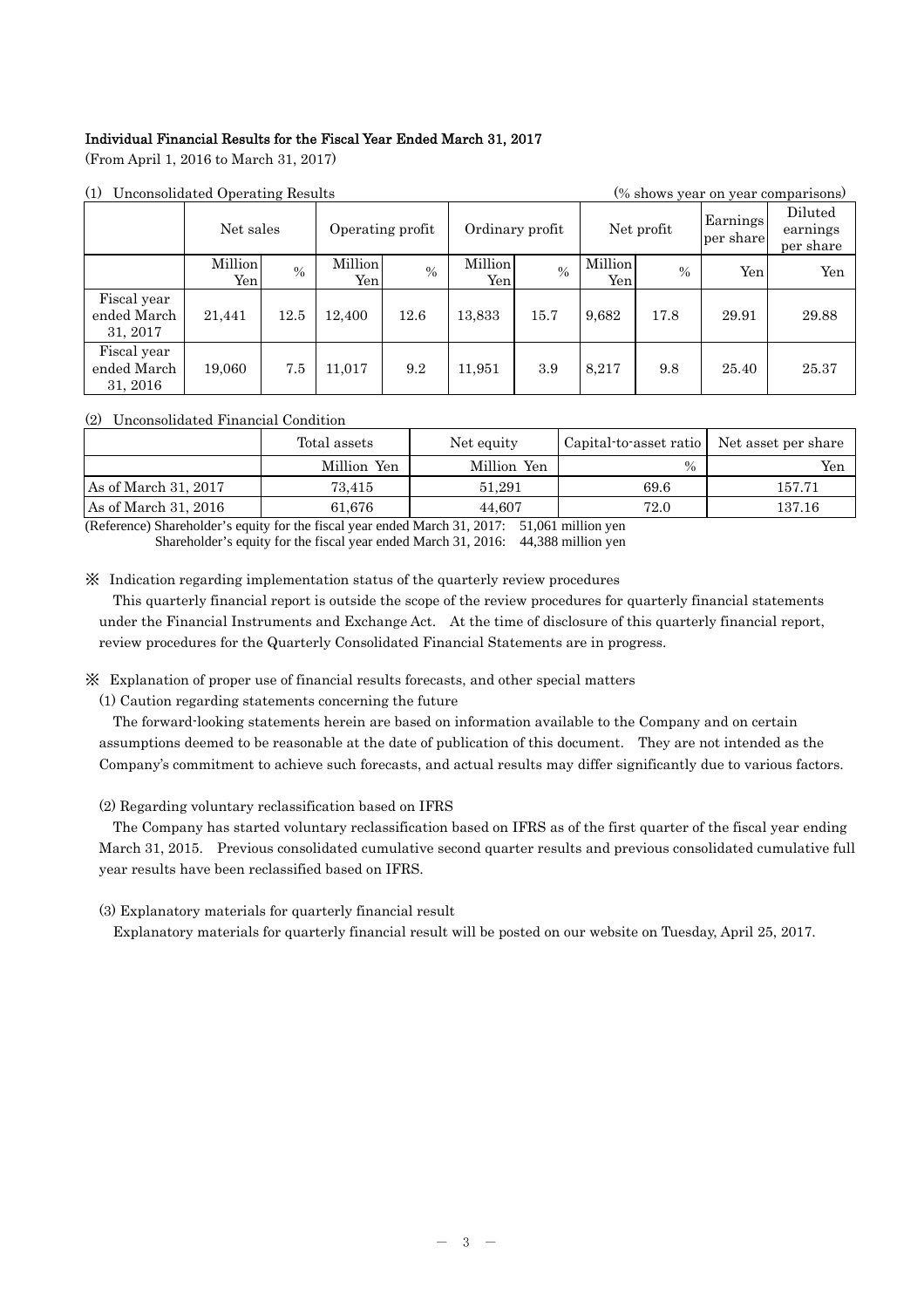**Individual Financial Results for the Fiscal Year Ended March 31, 2017**

(From April 1, 2016 to March 31, 2017)

(1) Unconsolidated Operating Results (% shows year on year comparisons)

| | Net sales | | Operating profit | | Ordinary profit | | Net profit | | Earnings per share | Diluted earnings per share |
|---|---|---|---|---|---|---|---|---|---|---|
| | Million Yen | % | Million Yen | % | Million Yen | % | Million Yen | % | Yen | Yen |
| Fiscal year ended March 31, 2017 | 21,441 | 12.5 | 12,400 | 12.6 | 13,833 | 15.7 | 9,682 | 17.8 | 29.91 | 29.88 |
| Fiscal year ended March 31, 2016 | 19,060 | 7.5 | 11,017 | 9.2 | 11,951 | 3.9 | 8,217 | 9.8 | 25.40 | 25.37 |

(2) Unconsolidated Financial Condition

| | Total assets | Net equity | Capital-to-asset ratio | Net asset per share |
|---|---|---|---|---|
| | Million Yen | Million Yen | % | Yen |
| As of March 31, 2017 | 73,415 | 51,291 | 69.6 | 157.71 |
| As of March 31, 2016 | 61,676 | 44,607 | 72.0 | 137.16 |

(Reference) Shareholder's equity for the fiscal year ended March 31, 2017: 51,061 million yen
Shareholder's equity for the fiscal year ended March 31, 2016: 44,388 million yen

※ Indication regarding implementation status of the quarterly review procedures

This quarterly financial report is outside the scope of the review procedures for quarterly financial statements under the Financial Instruments and Exchange Act. At the time of disclosure of this quarterly financial report, review procedures for the Quarterly Consolidated Financial Statements are in progress.

※ Explanation of proper use of financial results forecasts, and other special matters

(1) Caution regarding statements concerning the future

The forward-looking statements herein are based on information available to the Company and on certain assumptions deemed to be reasonable at the date of publication of this document. They are not intended as the Company's commitment to achieve such forecasts, and actual results may differ significantly due to various factors.

(2) Regarding voluntary reclassification based on IFRS

The Company has started voluntary reclassification based on IFRS as of the first quarter of the fiscal year ending March 31, 2015. Previous consolidated cumulative second quarter results and previous consolidated cumulative full year results have been reclassified based on IFRS.

(3) Explanatory materials for quarterly financial result

Explanatory materials for quarterly financial result will be posted on our website on Tuesday, April 25, 2017.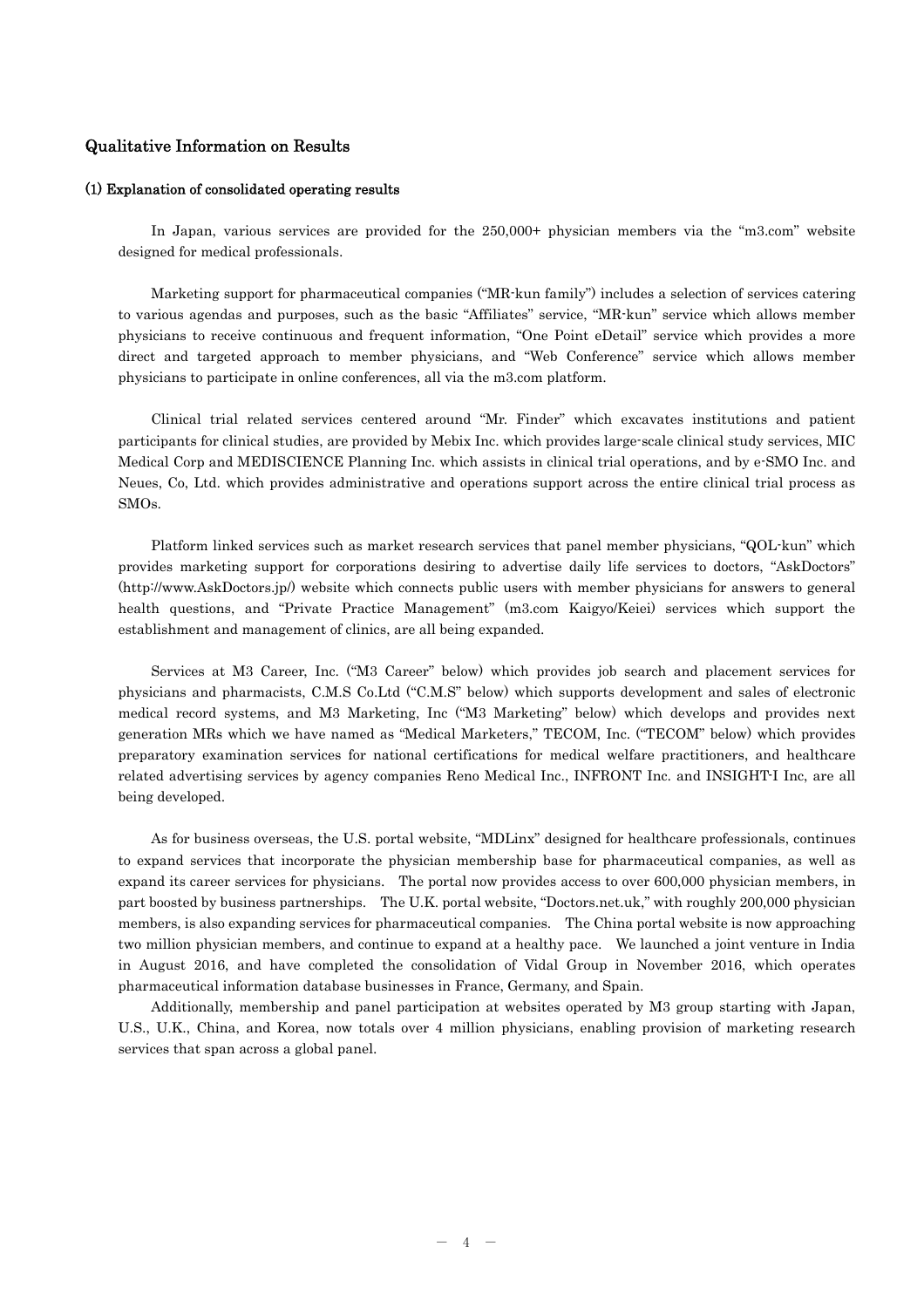## Qualitative Information on Results

### (1) Explanation of consolidated operating results

In Japan, various services are provided for the 250,000+ physician members via the "m3.com" website designed for medical professionals.

Marketing support for pharmaceutical companies ("MR-kun family") includes a selection of services catering to various agendas and purposes, such as the basic "Affiliates" service, "MR-kun" service which allows member physicians to receive continuous and frequent information, "One Point eDetail" service which provides a more direct and targeted approach to member physicians, and "Web Conference" service which allows member physicians to participate in online conferences, all via the m3.com platform.

Clinical trial related services centered around "Mr. Finder" which excavates institutions and patient participants for clinical studies, are provided by Mebix Inc. which provides large-scale clinical study services, MIC Medical Corp and MEDISCIENCE Planning Inc. which assists in clinical trial operations, and by e-SMO Inc. and Neues, Co, Ltd. which provides administrative and operations support across the entire clinical trial process as SMOs.

Platform linked services such as market research services that panel member physicians, "QOL-kun" which provides marketing support for corporations desiring to advertise daily life services to doctors, "AskDoctors" (http://www.AskDoctors.jp/) website which connects public users with member physicians for answers to general health questions, and "Private Practice Management" (m3.com Kaigyo/Keiei) services which support the establishment and management of clinics, are all being expanded.

Services at M3 Career, Inc. ("M3 Career" below) which provides job search and placement services for physicians and pharmacists, C.M.S Co.Ltd ("C.M.S" below) which supports development and sales of electronic medical record systems, and M3 Marketing, Inc ("M3 Marketing" below) which develops and provides next generation MRs which we have named as "Medical Marketers," TECOM, Inc. ("TECOM" below) which provides preparatory examination services for national certifications for medical welfare practitioners, and healthcare related advertising services by agency companies Reno Medical Inc., INFRONT Inc. and INSIGHT-I Inc, are all being developed.

As for business overseas, the U.S. portal website, "MDLinx" designed for healthcare professionals, continues to expand services that incorporate the physician membership base for pharmaceutical companies, as well as expand its career services for physicians. The portal now provides access to over 600,000 physician members, in part boosted by business partnerships. The U.K. portal website, "Doctors.net.uk," with roughly 200,000 physician members, is also expanding services for pharmaceutical companies. The China portal website is now approaching two million physician members, and continue to expand at a healthy pace. We launched a joint venture in India in August 2016, and have completed the consolidation of Vidal Group in November 2016, which operates pharmaceutical information database businesses in France, Germany, and Spain.

Additionally, membership and panel participation at websites operated by M3 group starting with Japan, U.S., U.K., China, and Korea, now totals over 4 million physicians, enabling provision of marketing research services that span across a global panel.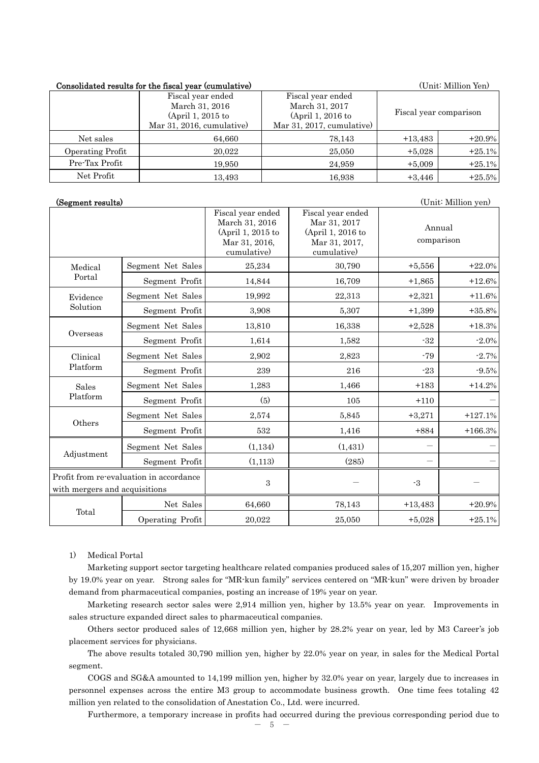**Consolidated results for the fiscal year (cumulative)** (Unit: Million Yen)

| | Fiscal year ended March 31, 2016 (April 1, 2015 to Mar 31, 2016, cumulative) | Fiscal year ended March 31, 2017 (April 1, 2016 to Mar 31, 2017, cumulative) | Fiscal year comparison | |
|---|---|---|---|---|
| Net sales | 64,660 | 78,143 | +13,483 | +20.9% |
| Operating Profit | 20,022 | 25,050 | +5,028 | +25.1% |
| Pre-Tax Profit | 19,950 | 24,959 | +5,009 | +25.1% |
| Net Profit | 13,493 | 16,938 | +3,446 | +25.5% |

**(Segment results)** (Unit: Million yen)

| | | Fiscal year ended March 31, 2016 (April 1, 2015 to Mar 31, 2016, cumulative) | Fiscal year ended Mar 31, 2017 (April 1, 2016 to Mar 31, 2017, cumulative) | Annual comparison | |
|---|---|---|---|---|---|
| Medical Portal | Segment Net Sales | 25,234 | 30,790 | +5,556 | +22.0% |
| | Segment Profit | 14,844 | 16,709 | +1,865 | +12.6% |
| Evidence Solution | Segment Net Sales | 19,992 | 22,313 | +2,321 | +11.6% |
| | Segment Profit | 3,908 | 5,307 | +1,399 | +35.8% |
| Overseas | Segment Net Sales | 13,810 | 16,338 | +2,528 | +18.3% |
| | Segment Profit | 1,614 | 1,582 | -32 | -2.0% |
| Clinical Platform | Segment Net Sales | 2,902 | 2,823 | -79 | -2.7% |
| | Segment Profit | 239 | 216 | -23 | -9.5% |
| Sales Platform | Segment Net Sales | 1,283 | 1,466 | +183 | +14.2% |
| | Segment Profit | (5) | 105 | +110 | — |
| Others | Segment Net Sales | 2,574 | 5,845 | +3,271 | +127.1% |
| | Segment Profit | 532 | 1,416 | +884 | +166.3% |
| Adjustment | Segment Net Sales | (1,134) | (1,431) | — | — |
| | Segment Profit | (1,113) | (285) | — | — |
| Profit from re-evaluation in accordance with mergers and acquisitions | | 3 | — | -3 | — |
| Total | Net Sales | 64,660 | 78,143 | +13,483 | +20.9% |
| | Operating Profit | 20,022 | 25,050 | +5,028 | +25.1% |

1) Medical Portal

Marketing support sector targeting healthcare related companies produced sales of 15,207 million yen, higher by 19.0% year on year. Strong sales for "MR-kun family" services centered on "MR-kun" were driven by broader demand from pharmaceutical companies, posting an increase of 19% year on year.

Marketing research sector sales were 2,914 million yen, higher by 13.5% year on year. Improvements in sales structure expanded direct sales to pharmaceutical companies.

Others sector produced sales of 12,668 million yen, higher by 28.2% year on year, led by M3 Career's job placement services for physicians.

The above results totaled 30,790 million yen, higher by 22.0% year on year, in sales for the Medical Portal segment.

COGS and SG&A amounted to 14,199 million yen, higher by 32.0% year on year, largely due to increases in personnel expenses across the entire M3 group to accommodate business growth. One time fees totaling 42 million yen related to the consolidation of Anestation Co., Ltd. were incurred.

Furthermore, a temporary increase in profits had occurred during the previous corresponding period due to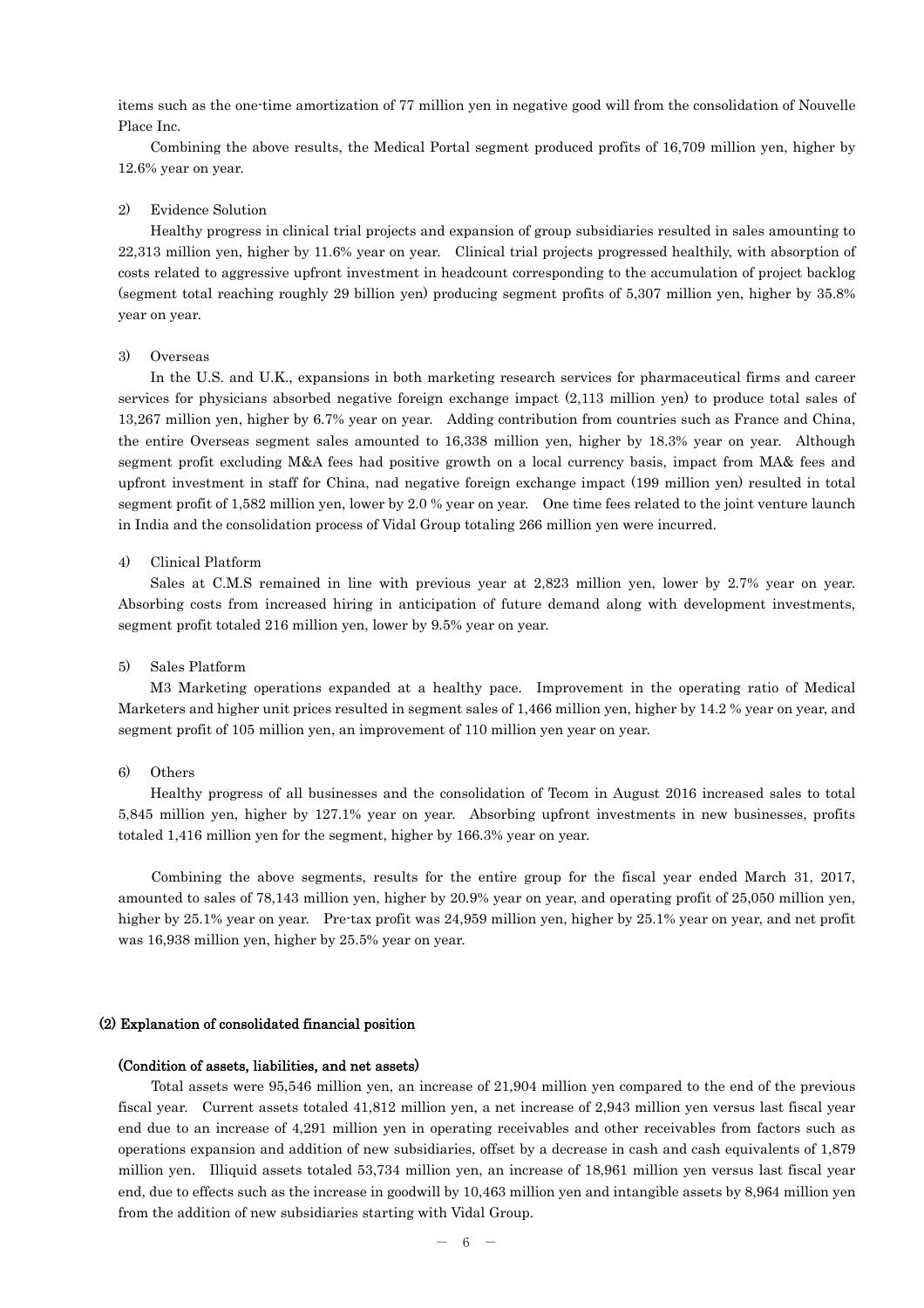items such as the one-time amortization of 77 million yen in negative good will from the consolidation of Nouvelle Place Inc.

Combining the above results, the Medical Portal segment produced profits of 16,709 million yen, higher by 12.6% year on year.

2) Evidence Solution

Healthy progress in clinical trial projects and expansion of group subsidiaries resulted in sales amounting to 22,313 million yen, higher by 11.6% year on year. Clinical trial projects progressed healthily, with absorption of costs related to aggressive upfront investment in headcount corresponding to the accumulation of project backlog (segment total reaching roughly 29 billion yen) producing segment profits of 5,307 million yen, higher by 35.8% year on year.

3) Overseas

In the U.S. and U.K., expansions in both marketing research services for pharmaceutical firms and career services for physicians absorbed negative foreign exchange impact (2,113 million yen) to produce total sales of 13,267 million yen, higher by 6.7% year on year. Adding contribution from countries such as France and China, the entire Overseas segment sales amounted to 16,338 million yen, higher by 18.3% year on year. Although segment profit excluding M&A fees had positive growth on a local currency basis, impact from MA& fees and upfront investment in staff for China, nad negative foreign exchange impact (199 million yen) resulted in total segment profit of 1,582 million yen, lower by 2.0 % year on year. One time fees related to the joint venture launch in India and the consolidation process of Vidal Group totaling 266 million yen were incurred.

4) Clinical Platform

Sales at C.M.S remained in line with previous year at 2,823 million yen, lower by 2.7% year on year. Absorbing costs from increased hiring in anticipation of future demand along with development investments, segment profit totaled 216 million yen, lower by 9.5% year on year.

5) Sales Platform

M3 Marketing operations expanded at a healthy pace. Improvement in the operating ratio of Medical Marketers and higher unit prices resulted in segment sales of 1,466 million yen, higher by 14.2 % year on year, and segment profit of 105 million yen, an improvement of 110 million yen year on year.

6) Others

Healthy progress of all businesses and the consolidation of Tecom in August 2016 increased sales to total 5,845 million yen, higher by 127.1% year on year. Absorbing upfront investments in new businesses, profits totaled 1,416 million yen for the segment, higher by 166.3% year on year.

Combining the above segments, results for the entire group for the fiscal year ended March 31, 2017, amounted to sales of 78,143 million yen, higher by 20.9% year on year, and operating profit of 25,050 million yen, higher by 25.1% year on year. Pre-tax profit was 24,959 million yen, higher by 25.1% year on year, and net profit was 16,938 million yen, higher by 25.5% year on year.

### (2) Explanation of consolidated financial position

#### (Condition of assets, liabilities, and net assets)

Total assets were 95,546 million yen, an increase of 21,904 million yen compared to the end of the previous fiscal year. Current assets totaled 41,812 million yen, a net increase of 2,943 million yen versus last fiscal year end due to an increase of 4,291 million yen in operating receivables and other receivables from factors such as operations expansion and addition of new subsidiaries, offset by a decrease in cash and cash equivalents of 1,879 million yen. Illiquid assets totaled 53,734 million yen, an increase of 18,961 million yen versus last fiscal year end, due to effects such as the increase in goodwill by 10,463 million yen and intangible assets by 8,964 million yen from the addition of new subsidiaries starting with Vidal Group.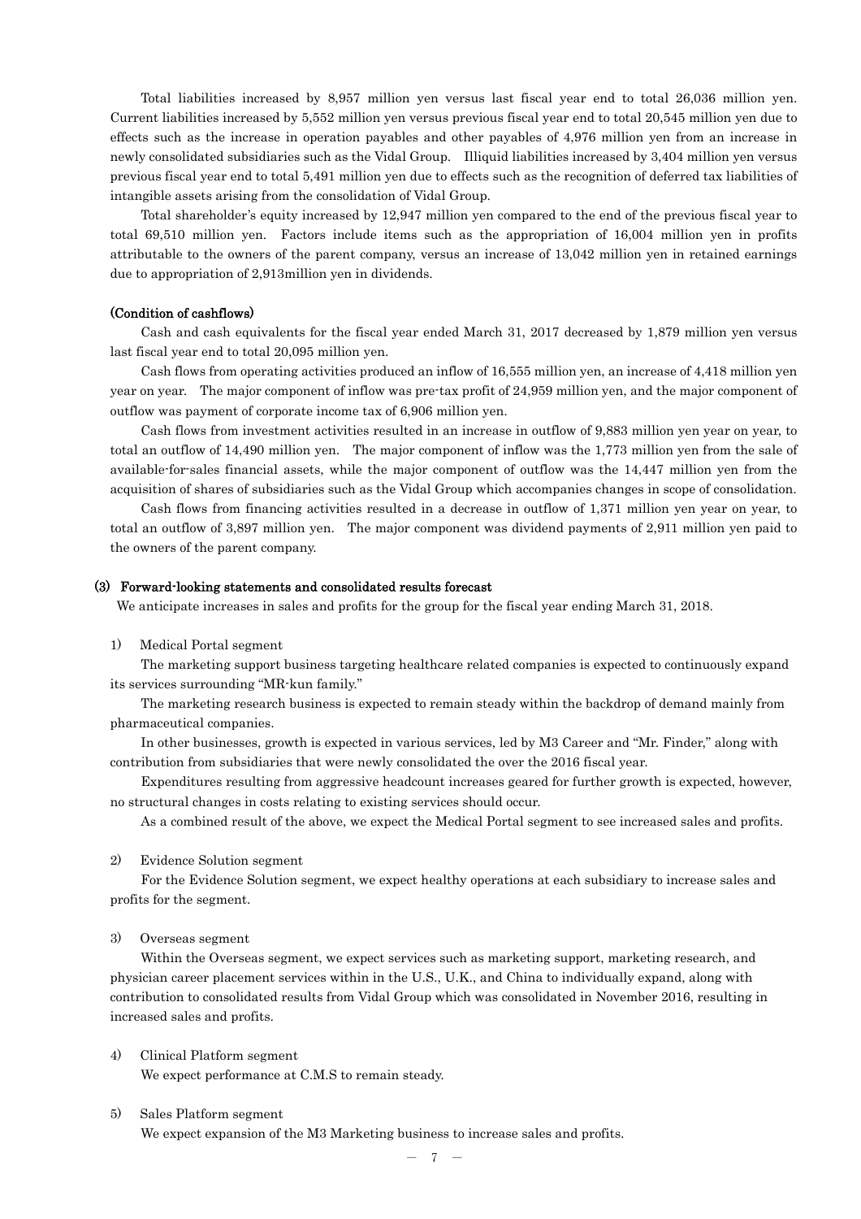Total liabilities increased by 8,957 million yen versus last fiscal year end to total 26,036 million yen. Current liabilities increased by 5,552 million yen versus previous fiscal year end to total 20,545 million yen due to effects such as the increase in operation payables and other payables of 4,976 million yen from an increase in newly consolidated subsidiaries such as the Vidal Group. Illiquid liabilities increased by 3,404 million yen versus previous fiscal year end to total 5,491 million yen due to effects such as the recognition of deferred tax liabilities of intangible assets arising from the consolidation of Vidal Group.

Total shareholder's equity increased by 12,947 million yen compared to the end of the previous fiscal year to total 69,510 million yen. Factors include items such as the appropriation of 16,004 million yen in profits attributable to the owners of the parent company, versus an increase of 13,042 million yen in retained earnings due to appropriation of 2,913million yen in dividends.

**(Condition of cashflows)**

Cash and cash equivalents for the fiscal year ended March 31, 2017 decreased by 1,879 million yen versus last fiscal year end to total 20,095 million yen.

Cash flows from operating activities produced an inflow of 16,555 million yen, an increase of 4,418 million yen year on year. The major component of inflow was pre-tax profit of 24,959 million yen, and the major component of outflow was payment of corporate income tax of 6,906 million yen.

Cash flows from investment activities resulted in an increase in outflow of 9,883 million yen year on year, to total an outflow of 14,490 million yen. The major component of inflow was the 1,773 million yen from the sale of available-for-sales financial assets, while the major component of outflow was the 14,447 million yen from the acquisition of shares of subsidiaries such as the Vidal Group which accompanies changes in scope of consolidation.

Cash flows from financing activities resulted in a decrease in outflow of 1,371 million yen year on year, to total an outflow of 3,897 million yen. The major component was dividend payments of 2,911 million yen paid to the owners of the parent company.

### (3) Forward-looking statements and consolidated results forecast

We anticipate increases in sales and profits for the group for the fiscal year ending March 31, 2018.

1) Medical Portal segment

The marketing support business targeting healthcare related companies is expected to continuously expand its services surrounding "MR-kun family."

The marketing research business is expected to remain steady within the backdrop of demand mainly from pharmaceutical companies.

In other businesses, growth is expected in various services, led by M3 Career and "Mr. Finder," along with contribution from subsidiaries that were newly consolidated the over the 2016 fiscal year.

Expenditures resulting from aggressive headcount increases geared for further growth is expected, however, no structural changes in costs relating to existing services should occur.

As a combined result of the above, we expect the Medical Portal segment to see increased sales and profits.

2) Evidence Solution segment

For the Evidence Solution segment, we expect healthy operations at each subsidiary to increase sales and profits for the segment.

3) Overseas segment

Within the Overseas segment, we expect services such as marketing support, marketing research, and physician career placement services within in the U.S., U.K., and China to individually expand, along with contribution to consolidated results from Vidal Group which was consolidated in November 2016, resulting in increased sales and profits.

4) Clinical Platform segment

We expect performance at C.M.S to remain steady.

5) Sales Platform segment

We expect expansion of the M3 Marketing business to increase sales and profits.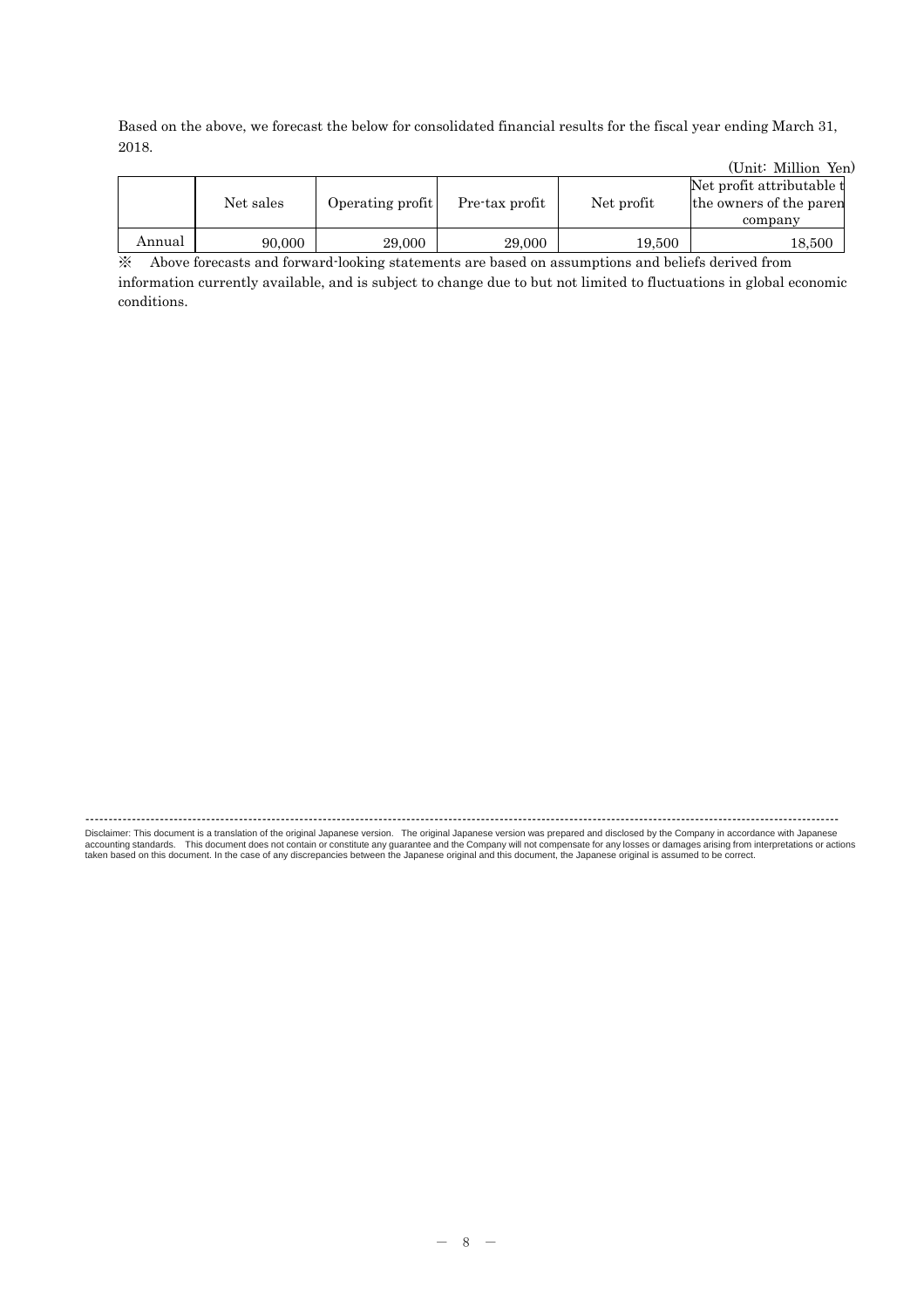Based on the above, we forecast the below for consolidated financial results for the fiscal year ending March 31, 2018.

(Unit: Million Yen)

| | Net sales | Operating profit | Pre-tax profit | Net profit | Net profit attributable t the owners of the paren company |
|---|---|---|---|---|---|
| Annual | 90,000 | 29,000 | 29,000 | 19,500 | 18,500 |

※ Above forecasts and forward-looking statements are based on assumptions and beliefs derived from information currently available, and is subject to change due to but not limited to fluctuations in global economic conditions.

---

Disclaimer: This document is a translation of the original Japanese version. The original Japanese version was prepared and disclosed by the Company in accordance with Japanese accounting standards. This document does not contain or constitute any guarantee and the Company will not compensate for any losses or damages arising from interpretations or actions taken based on this document. In the case of any discrepancies between the Japanese original and this document, the Japanese original is assumed to be correct.